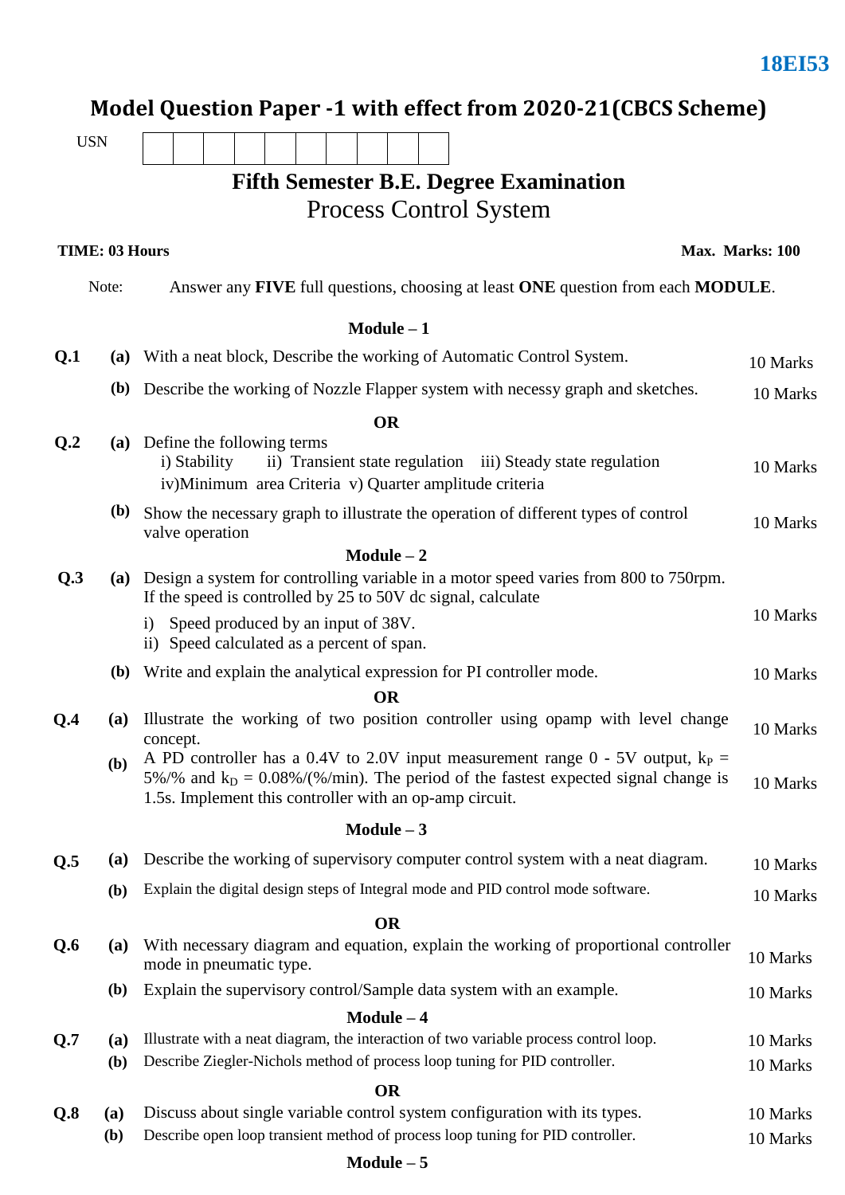18EI53

# Model Question Paper -1 with effect from 2020-21(CBCS Scheme)

USN | | | | | | | | | | |

## Fifth Semester B.E. Degree Examination
## Process Control System

**TIME: 03 Hours** **Max. Marks: 100**

Note: Answer any **FIVE** full questions, choosing at least **ONE** question from each **MODULE**.

### Module – 1

**Q.1** **(a)** With a neat block, Describe the working of Automatic Control System. — 10 Marks

**(b)** Describe the working of Nozzle Flapper system with necessy graph and sketches. — 10 Marks

**OR**

**Q.2** **(a)** Define the following terms
i) Stability ii) Transient state regulation iii) Steady state regulation
iv) Minimum area Criteria v) Quarter amplitude criteria — 10 Marks

**(b)** Show the necessary graph to illustrate the operation of different types of control valve operation — 10 Marks

### Module – 2

**Q.3** **(a)** Design a system for controlling variable in a motor speed varies from 800 to 750rpm. If the speed is controlled by 25 to 50V dc signal, calculate
i) Speed produced by an input of 38V.
ii) Speed calculated as a percent of span. — 10 Marks

**(b)** Write and explain the analytical expression for PI controller mode. — 10 Marks

**OR**

**Q.4** **(a)** Illustrate the working of two position controller using opamp with level change concept. — 10 Marks

**(b)** A PD controller has a 0.4V to 2.0V input measurement range 0 - 5V output, $k_P$ = 5%/% and $k_D$ = 0.08%/(%/min). The period of the fastest expected signal change is 1.5s. Implement this controller with an op-amp circuit. — 10 Marks

### Module – 3

**Q.5** **(a)** Describe the working of supervisory computer control system with a neat diagram. — 10 Marks

**(b)** Explain the digital design steps of Integral mode and PID control mode software. — 10 Marks

**OR**

**Q.6** **(a)** With necessary diagram and equation, explain the working of proportional controller mode in pneumatic type. — 10 Marks

**(b)** Explain the supervisory control/Sample data system with an example. — 10 Marks

### Module – 4

**Q.7** **(a)** Illustrate with a neat diagram, the interaction of two variable process control loop. — 10 Marks

**(b)** Describe Ziegler-Nichols method of process loop tuning for PID controller. — 10 Marks

**OR**

**Q.8** **(a)** Discuss about single variable control system configuration with its types. — 10 Marks

**(b)** Describe open loop transient method of process loop tuning for PID controller. — 10 Marks

### Module – 5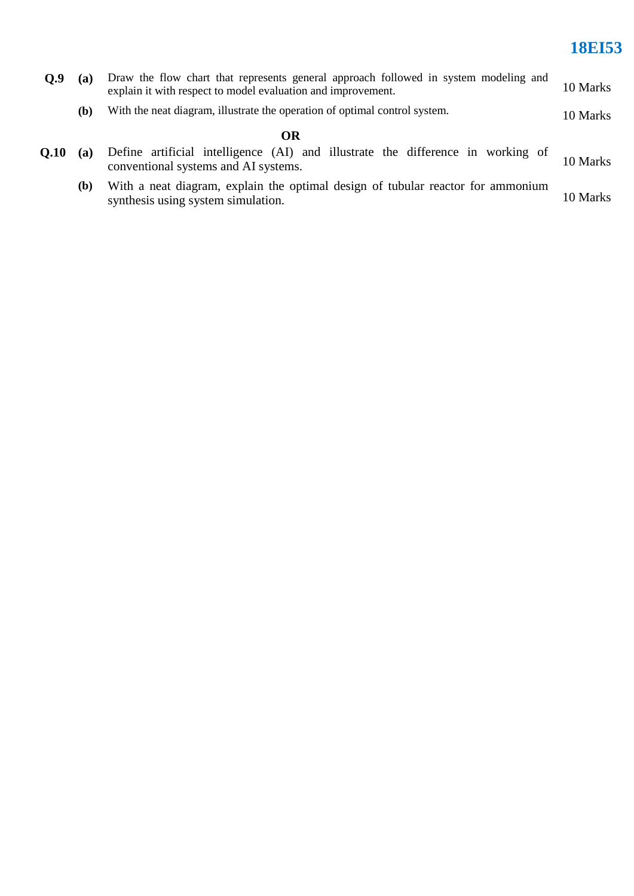| | | | |
|---|---|---|---|
| **Q.9** | **(a)** | Draw the flow chart that represents general approach followed in system modeling and explain it with respect to model evaluation and improvement. | 10 Marks |
| | **(b)** | With the neat diagram, illustrate the operation of optimal control system. | 10 Marks |

**OR**

| | | | |
|---|---|---|---|
| **Q.10** | **(a)** | Define artificial intelligence (AI) and illustrate the difference in working of conventional systems and AI systems. | 10 Marks |
| | **(b)** | With a neat diagram, explain the optimal design of tubular reactor for ammonium synthesis using system simulation. | 10 Marks |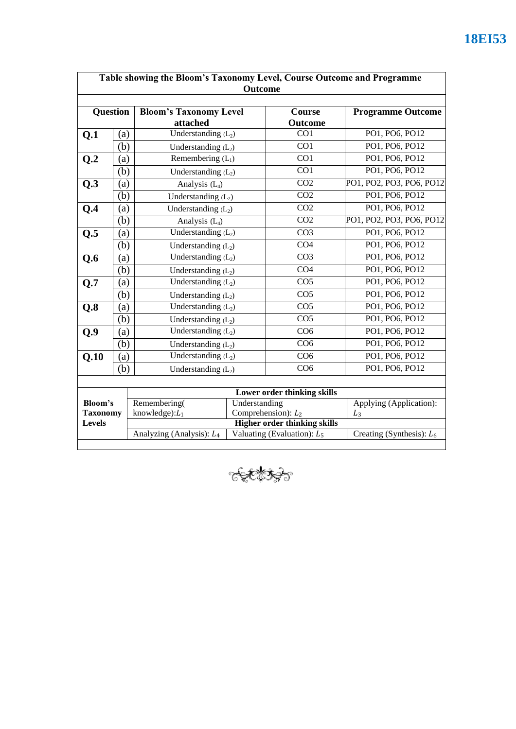**Table showing the Bloom's Taxonomy Level, Course Outcome and Programme Outcome**

| Question | | Bloom's Taxonomy Level attached | Course Outcome | Programme Outcome |
|---|---|---|---|---|
| **Q.1** | (a) | Understanding ($L_2$) | CO1 | PO1, PO6, PO12 |
| | (b) | Understanding ($L_2$) | CO1 | PO1, PO6, PO12 |
| **Q.2** | (a) | Remembering ($L_1$) | CO1 | PO1, PO6, PO12 |
| | (b) | Understanding ($L_2$) | CO1 | PO1, PO6, PO12 |
| **Q.3** | (a) | Analysis ($L_4$) | CO2 | PO1, PO2, PO3, PO6, PO12 |
| | (b) | Understanding ($L_2$) | CO2 | PO1, PO6, PO12 |
| **Q.4** | (a) | Understanding ($L_2$) | CO2 | PO1, PO6, PO12 |
| | (b) | Analysis ($L_4$) | CO2 | PO1, PO2, PO3, PO6, PO12 |
| **Q.5** | (a) | Understanding ($L_2$) | CO3 | PO1, PO6, PO12 |
| | (b) | Understanding ($L_2$) | CO4 | PO1, PO6, PO12 |
| **Q.6** | (a) | Understanding ($L_2$) | CO3 | PO1, PO6, PO12 |
| | (b) | Understanding ($L_2$) | CO4 | PO1, PO6, PO12 |
| **Q.7** | (a) | Understanding ($L_2$) | CO5 | PO1, PO6, PO12 |
| | (b) | Understanding ($L_2$) | CO5 | PO1, PO6, PO12 |
| **Q.8** | (a) | Understanding ($L_2$) | CO5 | PO1, PO6, PO12 |
| | (b) | Understanding ($L_2$) | CO5 | PO1, PO6, PO12 |
| **Q.9** | (a) | Understanding ($L_2$) | CO6 | PO1, PO6, PO12 |
| | (b) | Understanding ($L_2$) | CO6 | PO1, PO6, PO12 |
| **Q.10** | (a) | Understanding ($L_2$) | CO6 | PO1, PO6, PO12 |
| | (b) | Understanding ($L_2$) | CO6 | PO1, PO6, PO12 |

| **Bloom's Taxonomy Levels** | **Lower order thinking skills** | | |
|---|---|---|---|
| | Remembering( knowledge): $L_1$ | Understanding Comprehension): $L_2$ | Applying (Application): $L_3$ |
| | **Higher order thinking skills** | | |
| | Analyzing (Analysis): $L_4$ | Valuating (Evaluation): $L_5$ | Creating (Synthesis): $L_6$ |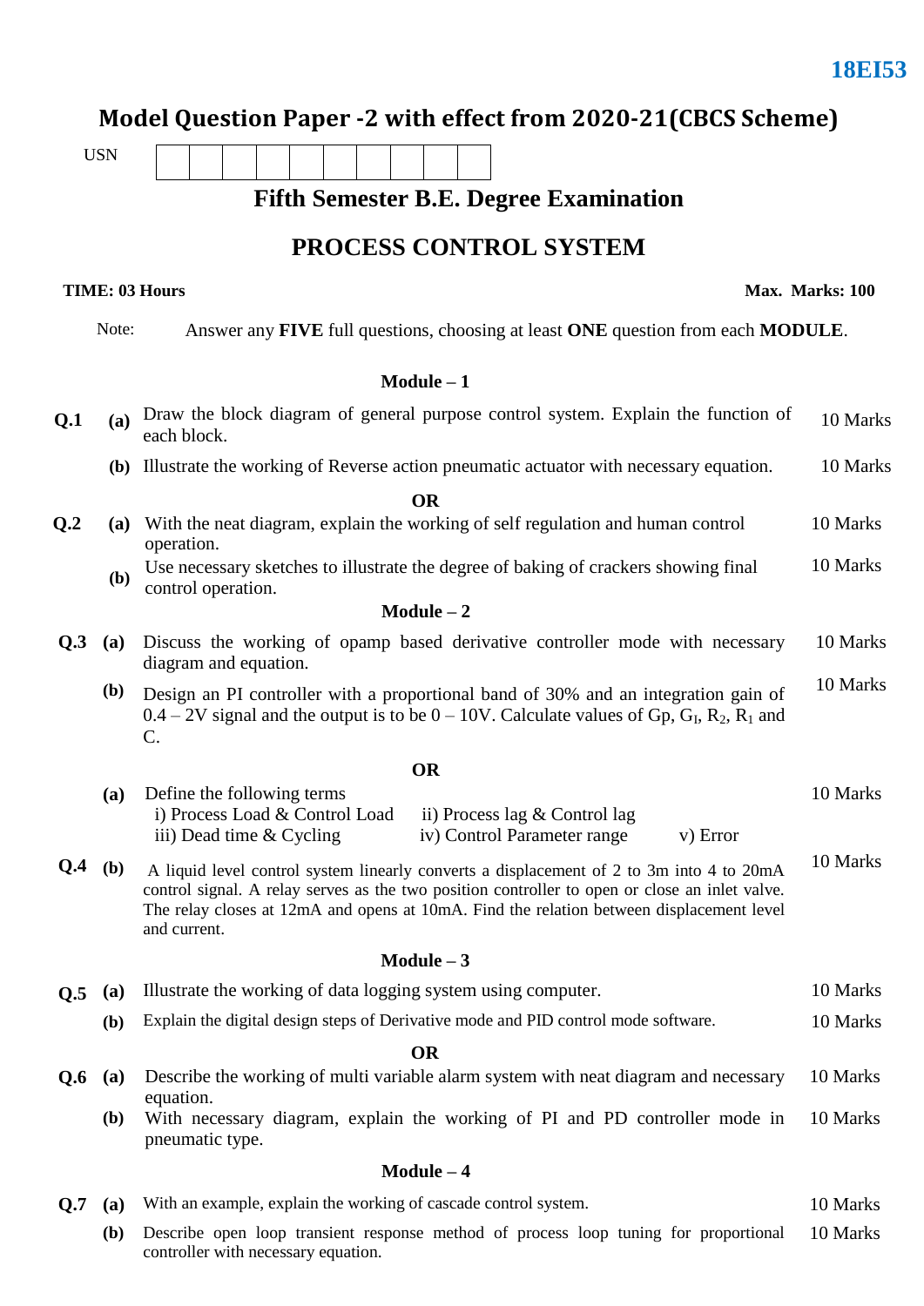**18EI53**

# Model Question Paper -2 with effect from 2020-21(CBCS Scheme)

USN | | | | | | | | | | |

## Fifth Semester B.E. Degree Examination

## PROCESS CONTROL SYSTEM

**TIME: 03 Hours** **Max. Marks: 100**

Note: Answer any **FIVE** full questions, choosing at least **ONE** question from each **MODULE**.

### Module – 1

| | | | |
|---|---|---|---|
| **Q.1** | **(a)** | Draw the block diagram of general purpose control system. Explain the function of each block. | 10 Marks |
| | **(b)** | Illustrate the working of Reverse action pneumatic actuator with necessary equation. | 10 Marks |

**OR**

| | | | |
|---|---|---|---|
| **Q.2** | **(a)** | With the neat diagram, explain the working of self regulation and human control operation. | 10 Marks |
| | **(b)** | Use necessary sketches to illustrate the degree of baking of crackers showing final control operation. | 10 Marks |

### Module – 2

| | | | |
|---|---|---|---|
| **Q.3** | **(a)** | Discuss the working of opamp based derivative controller mode with necessary diagram and equation. | 10 Marks |
| | **(b)** | Design an PI controller with a proportional band of 30% and an integration gain of 0.4 – 2V signal and the output is to be 0 – 10V. Calculate values of Gp, $G_I$, $R_2$, $R_1$ and C. | 10 Marks |

**OR**

| | | | |
|---|---|---|---|
| **Q.4** | **(a)** | Define the following terms<br>i) Process Load & Control Load<br>ii) Process lag & Control lag<br>iii) Dead time & Cycling<br>iv) Control Parameter range<br>v) Error | 10 Marks |
| | **(b)** | A liquid level control system linearly converts a displacement of 2 to 3m into 4 to 20mA control signal. A relay serves as the two position controller to open or close an inlet valve. The relay closes at 12mA and opens at 10mA. Find the relation between displacement level and current. | 10 Marks |

### Module – 3

| | | | |
|---|---|---|---|
| **Q.5** | **(a)** | Illustrate the working of data logging system using computer. | 10 Marks |
| | **(b)** | Explain the digital design steps of Derivative mode and PID control mode software. | 10 Marks |

**OR**

| | | | |
|---|---|---|---|
| **Q.6** | **(a)** | Describe the working of multi variable alarm system with neat diagram and necessary equation. | 10 Marks |
| | **(b)** | With necessary diagram, explain the working of PI and PD controller mode in pneumatic type. | 10 Marks |

### Module – 4

| | | | |
|---|---|---|---|
| **Q.7** | **(a)** | With an example, explain the working of cascade control system. | 10 Marks |
| | **(b)** | Describe open loop transient response method of process loop tuning for proportional controller with necessary equation. | 10 Marks |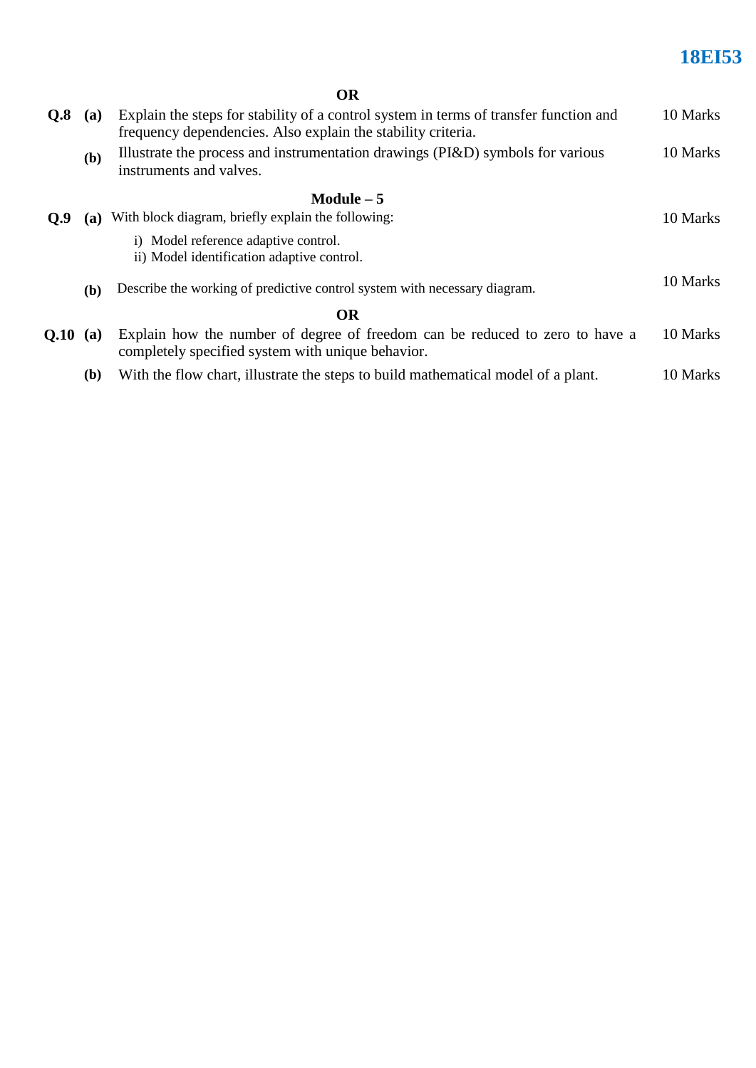**OR**

| | | | |
|---|---|---|---|
| **Q.8** | **(a)** | Explain the steps for stability of a control system in terms of transfer function and frequency dependencies. Also explain the stability criteria. | 10 Marks |
| | **(b)** | Illustrate the process and instrumentation drawings (PI&D) symbols for various instruments and valves. | 10 Marks |

## Module – 5

| | | | |
|---|---|---|---|
| **Q.9** | **(a)** | With block diagram, briefly explain the following:<br>i) Model reference adaptive control.<br>ii) Model identification adaptive control. | 10 Marks |
| | **(b)** | Describe the working of predictive control system with necessary diagram. | 10 Marks |

**OR**

| | | | |
|---|---|---|---|
| **Q.10** | **(a)** | Explain how the number of degree of freedom can be reduced to zero to have a completely specified system with unique behavior. | 10 Marks |
| | **(b)** | With the flow chart, illustrate the steps to build mathematical model of a plant. | 10 Marks |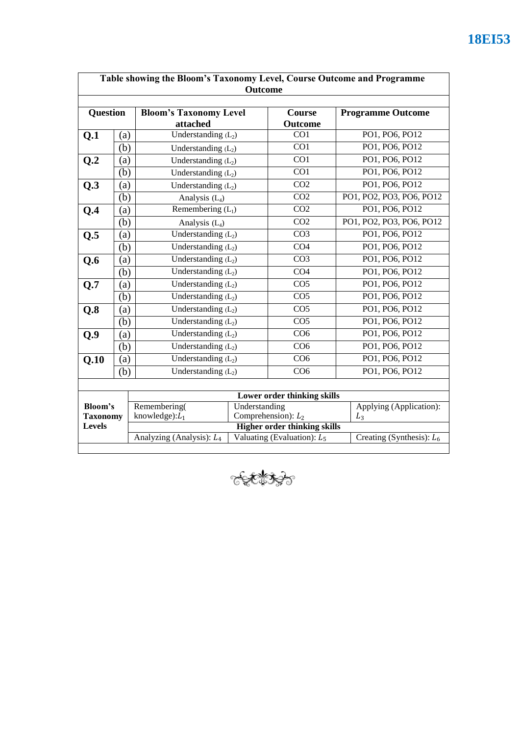**Table showing the Bloom's Taxonomy Level, Course Outcome and Programme Outcome**

| Question | | Bloom's Taxonomy Level attached | Course Outcome | Programme Outcome |
|---|---|---|---|---|
| **Q.1** | (a) | Understanding ($L_2$) | CO1 | PO1, PO6, PO12 |
| | (b) | Understanding ($L_2$) | CO1 | PO1, PO6, PO12 |
| **Q.2** | (a) | Understanding ($L_2$) | CO1 | PO1, PO6, PO12 |
| | (b) | Understanding ($L_2$) | CO1 | PO1, PO6, PO12 |
| **Q.3** | (a) | Understanding ($L_2$) | CO2 | PO1, PO6, PO12 |
| | (b) | Analysis ($L_4$) | CO2 | PO1, PO2, PO3, PO6, PO12 |
| **Q.4** | (a) | Remembering ($L_1$) | CO2 | PO1, PO6, PO12 |
| | (b) | Analysis ($L_4$) | CO2 | PO1, PO2, PO3, PO6, PO12 |
| **Q.5** | (a) | Understanding ($L_2$) | CO3 | PO1, PO6, PO12 |
| | (b) | Understanding ($L_2$) | CO4 | PO1, PO6, PO12 |
| **Q.6** | (a) | Understanding ($L_2$) | CO3 | PO1, PO6, PO12 |
| | (b) | Understanding ($L_2$) | CO4 | PO1, PO6, PO12 |
| **Q.7** | (a) | Understanding ($L_2$) | CO5 | PO1, PO6, PO12 |
| | (b) | Understanding ($L_2$) | CO5 | PO1, PO6, PO12 |
| **Q.8** | (a) | Understanding ($L_2$) | CO5 | PO1, PO6, PO12 |
| | (b) | Understanding ($L_2$) | CO5 | PO1, PO6, PO12 |
| **Q.9** | (a) | Understanding ($L_2$) | CO6 | PO1, PO6, PO12 |
| | (b) | Understanding ($L_2$) | CO6 | PO1, PO6, PO12 |
| **Q.10** | (a) | Understanding ($L_2$) | CO6 | PO1, PO6, PO12 |
| | (b) | Understanding ($L_2$) | CO6 | PO1, PO6, PO12 |

| | | | |
|---|---|---|---|
| **Bloom's Taxonomy Levels** | **Lower order thinking skills** | | |
| | Remembering( knowledge):$L_1$ | Understanding Comprehension): $L_2$ | Applying (Application): $L_3$ |
| | **Higher order thinking skills** | | |
| | Analyzing (Analysis): $L_4$ | Valuating (Evaluation): $L_5$ | Creating (Synthesis): $L_6$ |